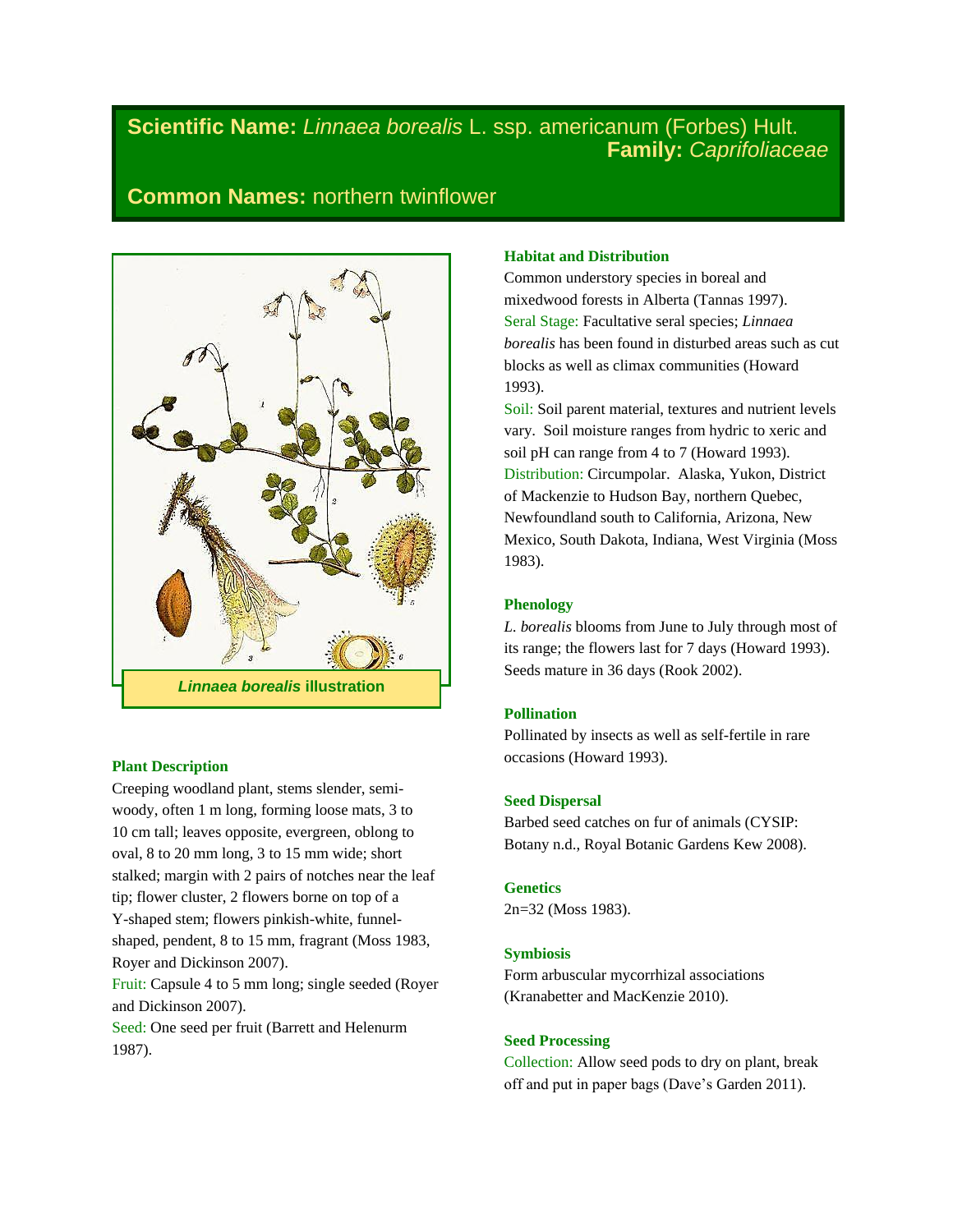# Scientific Name: *Linnaea borealis* L. ssp. americanum (Forbes) Hult.

**Family:** *Caprifoliaceae*

## Common Names: northern twinflower

***Linnaea borealis*** **illustration**

### Plant Description

Creeping woodland plant, stems slender, semi-woody, often 1 m long, forming loose mats, 3 to 10 cm tall; leaves opposite, evergreen, oblong to oval, 8 to 20 mm long, 3 to 15 mm wide; short stalked; margin with 2 pairs of notches near the leaf tip; flower cluster, 2 flowers borne on top of a Y-shaped stem; flowers pinkish-white, funnel-shaped, pendent, 8 to 15 mm, fragrant (Moss 1983, Royer and Dickinson 2007).

Fruit: Capsule 4 to 5 mm long; single seeded (Royer and Dickinson 2007).

Seed: One seed per fruit (Barrett and Helenurm 1987).

### Habitat and Distribution

Common understory species in boreal and mixedwood forests in Alberta (Tannas 1997).

Seral Stage: Facultative seral species; *Linnaea borealis* has been found in disturbed areas such as cut blocks as well as climax communities (Howard 1993).

Soil: Soil parent material, textures and nutrient levels vary. Soil moisture ranges from hydric to xeric and soil pH can range from 4 to 7 (Howard 1993).

Distribution: Circumpolar. Alaska, Yukon, District of Mackenzie to Hudson Bay, northern Quebec, Newfoundland south to California, Arizona, New Mexico, South Dakota, Indiana, West Virginia (Moss 1983).

### Phenology

*L. borealis* blooms from June to July through most of its range; the flowers last for 7 days (Howard 1993). Seeds mature in 36 days (Rook 2002).

### Pollination

Pollinated by insects as well as self-fertile in rare occasions (Howard 1993).

### Seed Dispersal

Barbed seed catches on fur of animals (CYSIP: Botany n.d., Royal Botanic Gardens Kew 2008).

### Genetics

2n=32 (Moss 1983).

### Symbiosis

Form arbuscular mycorrhizal associations (Kranabetter and MacKenzie 2010).

### Seed Processing

Collection: Allow seed pods to dry on plant, break off and put in paper bags (Dave's Garden 2011).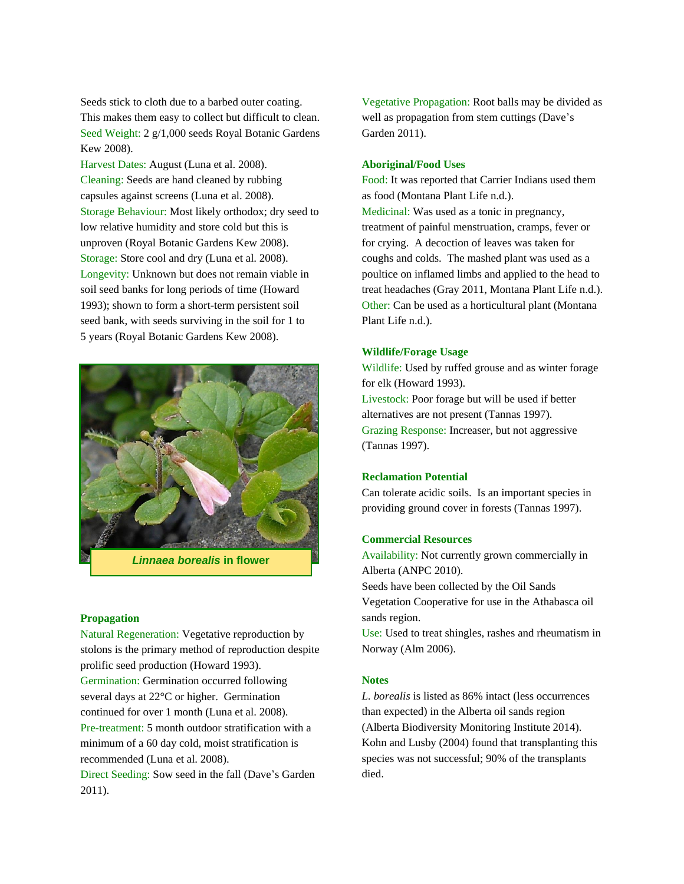Seeds stick to cloth due to a barbed outer coating. This makes them easy to collect but difficult to clean.
Seed Weight: 2 g/1,000 seeds Royal Botanic Gardens Kew 2008).
Harvest Dates: August (Luna et al. 2008).
Cleaning: Seeds are hand cleaned by rubbing capsules against screens (Luna et al. 2008).
Storage Behaviour: Most likely orthodox; dry seed to low relative humidity and store cold but this is unproven (Royal Botanic Gardens Kew 2008).
Storage: Store cool and dry (Luna et al. 2008).
Longevity: Unknown but does not remain viable in soil seed banks for long periods of time (Howard 1993); shown to form a short-term persistent soil seed bank, with seeds surviving in the soil for 1 to 5 years (Royal Botanic Gardens Kew 2008).

***Linnaea borealis* in flower**

### Propagation

Natural Regeneration: Vegetative reproduction by stolons is the primary method of reproduction despite prolific seed production (Howard 1993).
Germination: Germination occurred following several days at 22°C or higher. Germination continued for over 1 month (Luna et al. 2008).
Pre-treatment: 5 month outdoor stratification with a minimum of a 60 day cold, moist stratification is recommended (Luna et al. 2008).
Direct Seeding: Sow seed in the fall (Dave's Garden 2011).
Vegetative Propagation: Root balls may be divided as well as propagation from stem cuttings (Dave's Garden 2011).

### Aboriginal/Food Uses

Food: It was reported that Carrier Indians used them as food (Montana Plant Life n.d.).
Medicinal: Was used as a tonic in pregnancy, treatment of painful menstruation, cramps, fever or for crying. A decoction of leaves was taken for coughs and colds. The mashed plant was used as a poultice on inflamed limbs and applied to the head to treat headaches (Gray 2011, Montana Plant Life n.d.).
Other: Can be used as a horticultural plant (Montana Plant Life n.d.).

### Wildlife/Forage Usage

Wildlife: Used by ruffed grouse and as winter forage for elk (Howard 1993).
Livestock: Poor forage but will be used if better alternatives are not present (Tannas 1997).
Grazing Response: Increaser, but not aggressive (Tannas 1997).

### Reclamation Potential

Can tolerate acidic soils. Is an important species in providing ground cover in forests (Tannas 1997).

### Commercial Resources

Availability: Not currently grown commercially in Alberta (ANPC 2010).
Seeds have been collected by the Oil Sands Vegetation Cooperative for use in the Athabasca oil sands region.
Use: Used to treat shingles, rashes and rheumatism in Norway (Alm 2006).

### Notes

*L. borealis* is listed as 86% intact (less occurrences than expected) in the Alberta oil sands region (Alberta Biodiversity Monitoring Institute 2014).
Kohn and Lusby (2004) found that transplanting this species was not successful; 90% of the transplants died.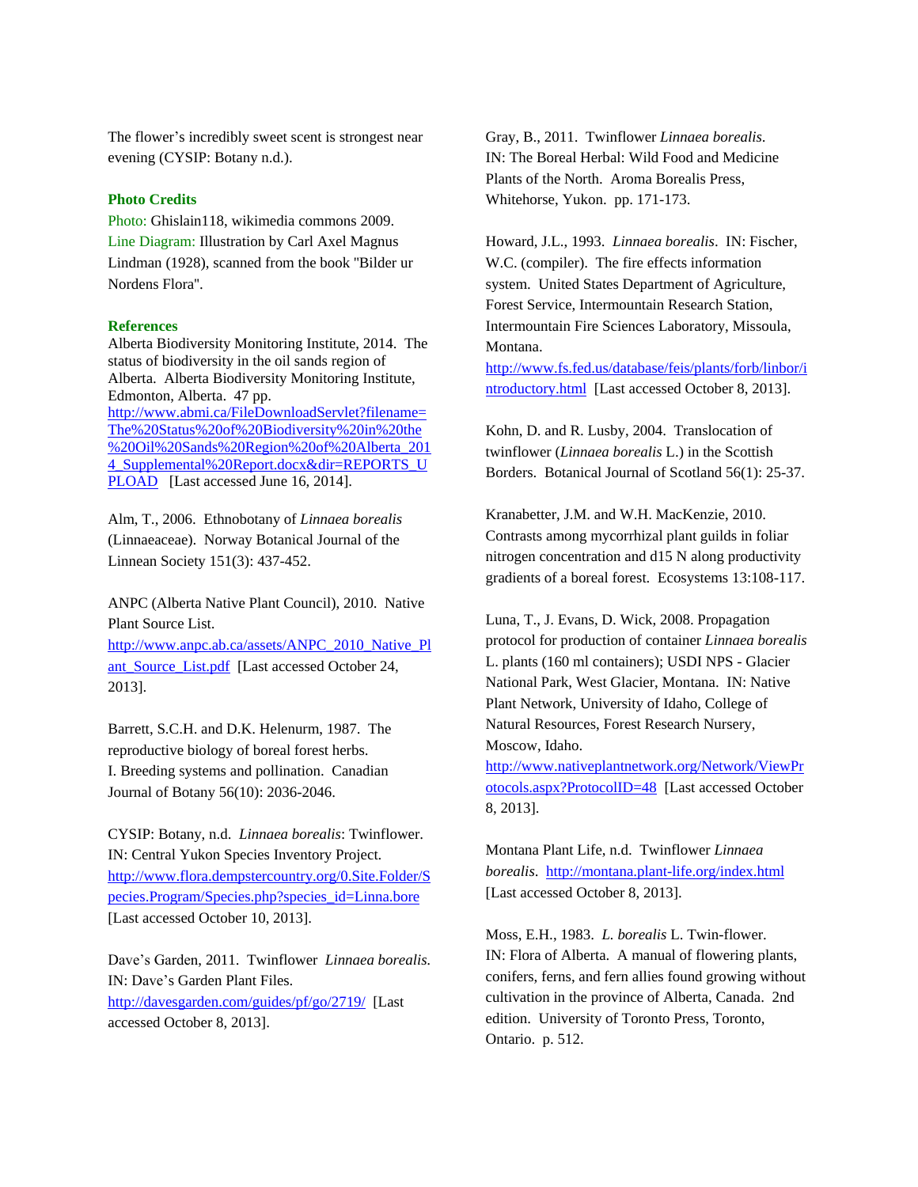The flower's incredibly sweet scent is strongest near evening (CYSIP: Botany n.d.).

### Photo Credits

Photo: Ghislain118, wikimedia commons 2009.

Line Diagram: Illustration by Carl Axel Magnus Lindman (1928), scanned from the book "Bilder ur Nordens Flora".

### References

Alberta Biodiversity Monitoring Institute, 2014. The status of biodiversity in the oil sands region of Alberta. Alberta Biodiversity Monitoring Institute, Edmonton, Alberta. 47 pp. http://www.abmi.ca/FileDownloadServlet?filename=The%20Status%20of%20Biodiversity%20in%20the%20Oil%20Sands%20Region%20of%20Alberta_2014_Supplemental%20Report.docx&dir=REPORTS_UPLOAD [Last accessed June 16, 2014].

Alm, T., 2006. Ethnobotany of *Linnaea borealis* (Linnaeaceae). Norway Botanical Journal of the Linnean Society 151(3): 437-452.

ANPC (Alberta Native Plant Council), 2010. Native Plant Source List. http://www.anpc.ab.ca/assets/ANPC_2010_Native_Plant_Source_List.pdf [Last accessed October 24, 2013].

Barrett, S.C.H. and D.K. Helenurm, 1987. The reproductive biology of boreal forest herbs. I. Breeding systems and pollination. Canadian Journal of Botany 56(10): 2036-2046.

CYSIP: Botany, n.d. *Linnaea borealis*: Twinflower. IN: Central Yukon Species Inventory Project. http://www.flora.dempstercountry.org/0.Site.Folder/Species.Program/Species.php?species_id=Linna.bore [Last accessed October 10, 2013].

Dave's Garden, 2011. Twinflower *Linnaea borealis*. IN: Dave's Garden Plant Files. http://davesgarden.com/guides/pf/go/2719/ [Last accessed October 8, 2013].

Gray, B., 2011. Twinflower *Linnaea borealis*. IN: The Boreal Herbal: Wild Food and Medicine Plants of the North. Aroma Borealis Press, Whitehorse, Yukon. pp. 171-173.

Howard, J.L., 1993. *Linnaea borealis*. IN: Fischer, W.C. (compiler). The fire effects information system. United States Department of Agriculture, Forest Service, Intermountain Research Station, Intermountain Fire Sciences Laboratory, Missoula, Montana. http://www.fs.fed.us/database/feis/plants/forb/linbor/introductory.html [Last accessed October 8, 2013].

Kohn, D. and R. Lusby, 2004. Translocation of twinflower (*Linnaea borealis* L.) in the Scottish Borders. Botanical Journal of Scotland 56(1): 25-37.

Kranabetter, J.M. and W.H. MacKenzie, 2010. Contrasts among mycorrhizal plant guilds in foliar nitrogen concentration and d15 N along productivity gradients of a boreal forest. Ecosystems 13:108-117.

Luna, T., J. Evans, D. Wick, 2008. Propagation protocol for production of container *Linnaea borealis* L. plants (160 ml containers); USDI NPS - Glacier National Park, West Glacier, Montana. IN: Native Plant Network, University of Idaho, College of Natural Resources, Forest Research Nursery, Moscow, Idaho. http://www.nativeplantnetwork.org/Network/ViewProtocols.aspx?ProtocolID=48 [Last accessed October 8, 2013].

Montana Plant Life, n.d. Twinflower *Linnaea borealis*. http://montana.plant-life.org/index.html [Last accessed October 8, 2013].

Moss, E.H., 1983. *L. borealis* L. Twin-flower. IN: Flora of Alberta. A manual of flowering plants, conifers, ferns, and fern allies found growing without cultivation in the province of Alberta, Canada. 2nd edition. University of Toronto Press, Toronto, Ontario. p. 512.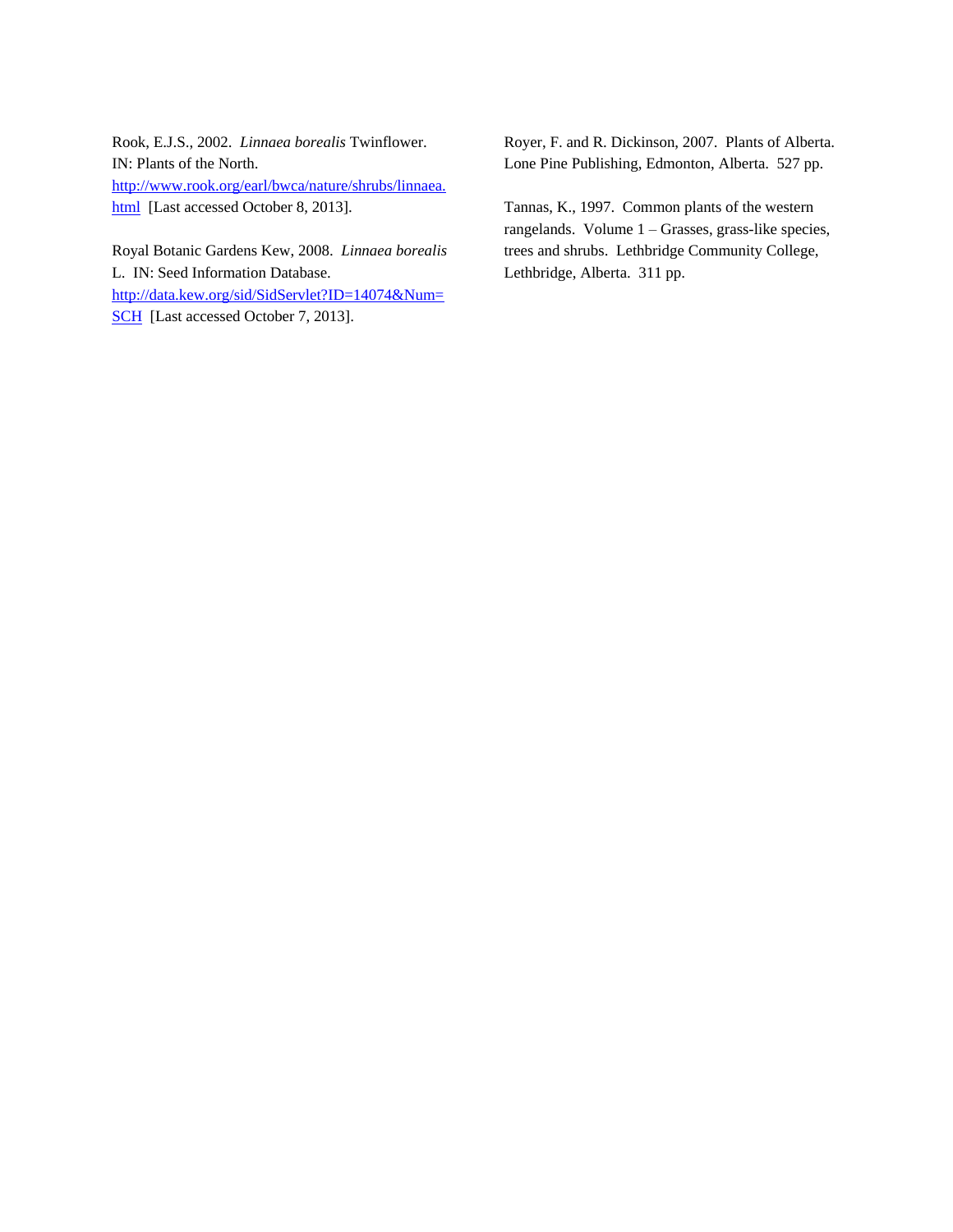Rook, E.J.S., 2002. *Linnaea borealis* Twinflower. IN: Plants of the North. http://www.rook.org/earl/bwca/nature/shrubs/linnaea.html [Last accessed October 8, 2013].

Royal Botanic Gardens Kew, 2008. *Linnaea borealis* L. IN: Seed Information Database. http://data.kew.org/sid/SidServlet?ID=14074&Num=SCH [Last accessed October 7, 2013].

Royer, F. and R. Dickinson, 2007. Plants of Alberta. Lone Pine Publishing, Edmonton, Alberta. 527 pp.

Tannas, K., 1997. Common plants of the western rangelands. Volume 1 – Grasses, grass-like species, trees and shrubs. Lethbridge Community College, Lethbridge, Alberta. 311 pp.